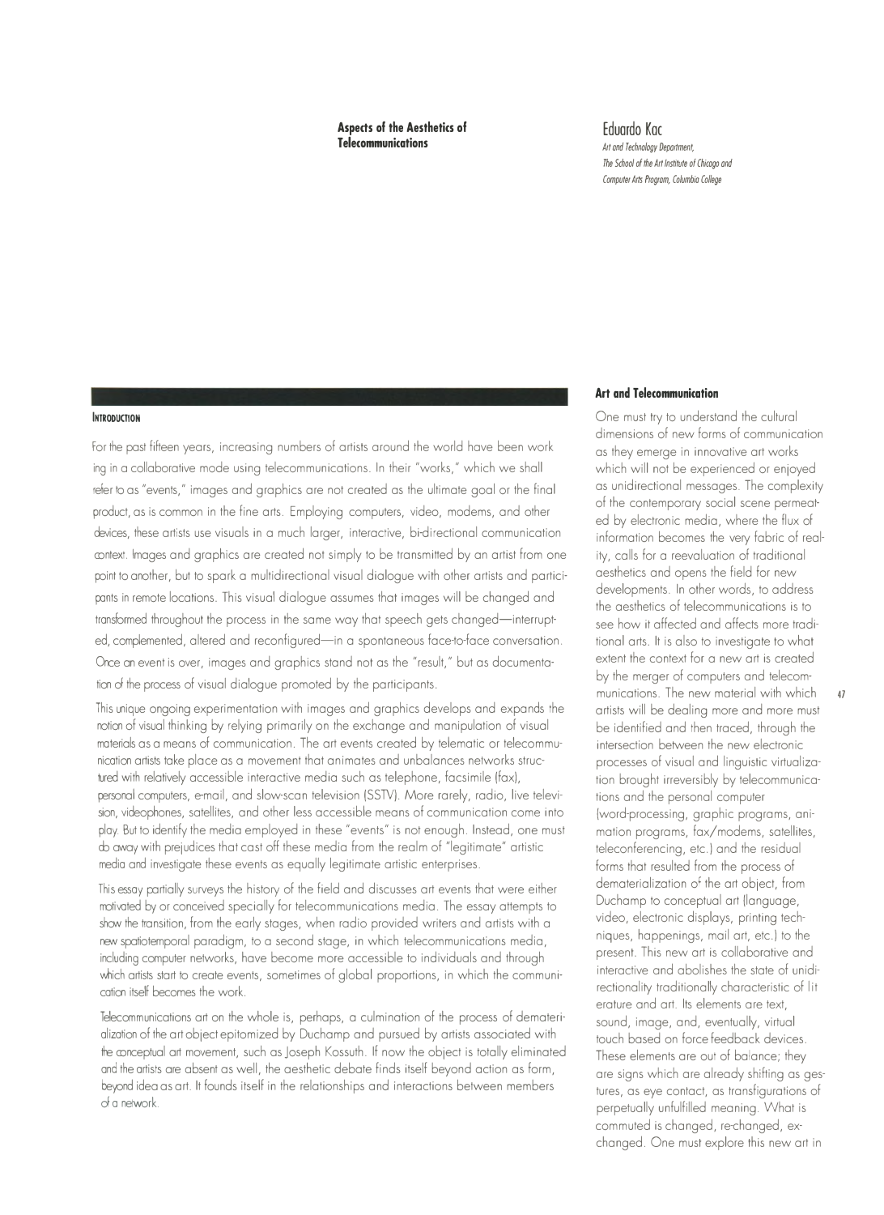# Aspects of the Aesthetics of Telecommunications

## Eduardo Kac

*Art and Technology Department, The School of the Art Institute of Chicago and Computer Arts Program, Columbia College*

### Introduction

For the past fifteen years, increasing numbers of artists around the world have been working in a collaborative mode using telecommunications. In their "works," which we shall refer to as "events," images and graphics are not created as the ultimate goal or the final product, as is common in the fine arts. Employing computers, video, modems, and other devices, these artists use visuals in a much larger, interactive, bi-directional communication context. Images and graphics are created not simply to be transmitted by an artist from one point to another, but to spark a multidirectional visual dialogue with other artists and participants in remote locations. This visual dialogue assumes that images will be changed and transformed throughout the process in the same way that speech gets changed—interrupted, complemented, altered and reconfigured—in a spontaneous face-to-face conversation. Once an event is over, images and graphics stand not as the "result," but as documentation of the process of visual dialogue promoted by the participants.

This unique ongoing experimentation with images and graphics develops and expands the notion of visual thinking by relying primarily on the exchange and manipulation of visual materials as a means of communication. The art events created by telematic or telecommunication artists take place as a movement that animates and unbalances networks structured with relatively accessible interactive media such as telephone, facsimile (fax), personal computers, e-mail, and slow-scan television (SSTV). More rarely, radio, live television, videophones, satellites, and other less accessible means of communication come into play. But to identify the media employed in these "events" is not enough. Instead, one must do away with prejudices that cast off these media from the realm of "legitimate" artistic media and investigate these events as equally legitimate artistic enterprises.

This essay partially surveys the history of the field and discusses art events that were either motivated by or conceived specially for telecommunications media. The essay attempts to show the transition, from the early stages, when radio provided writers and artists with a new spatiotemporal paradigm, to a second stage, in which telecommunications media, including computer networks, have become more accessible to individuals and through which artists start to create events, sometimes of global proportions, in which the communication itself becomes the work.

Telecommunications art on the whole is, perhaps, a culmination of the process of dematerialization of the art object epitomized by Duchamp and pursued by artists associated with the conceptual art movement, such as Joseph Kossuth. If now the object is totally eliminated and the artists are absent as well, the aesthetic debate finds itself beyond action as form, beyond idea as art. It founds itself in the relationships and interactions between members of a network.

### Art and Telecommunication

One must try to understand the cultural dimensions of new forms of communication as they emerge in innovative art works which will not be experienced or enjoyed as unidirectional messages. The complexity of the contemporary social scene permeated by electronic media, where the flux of information becomes the very fabric of reality, calls for a reevaluation of traditional aesthetics and opens the field for new developments. In other words, to address the aesthetics of telecommunications is to see how it affected and affects more traditional arts. It is also to investigate to what extent the context for a new art is created by the merger of computers and telecommunications. The new material with which artists will be dealing more and more must be identified and then traced, through the intersection between the new electronic processes of visual and linguistic virtualization brought irreversibly by telecommunications and the personal computer (word-processing, graphic programs, animation programs, fax/modems, satellites, teleconferencing, etc.) and the residual forms that resulted from the process of dematerialization of the art object, from Duchamp to conceptual art (language, video, electronic displays, printing techniques, happenings, mail art, etc.) to the present. This new art is collaborative and interactive and abolishes the state of unidirectionality traditionally characteristic of literature and art. Its elements are text, sound, image, and, eventually, virtual touch based on force feedback devices. These elements are out of balance; they are signs which are already shifting as gestures, as eye contact, as transfigurations of perpetually unfulfilled meaning. What is commuted is changed, re-changed, exchanged. One must explore this new art in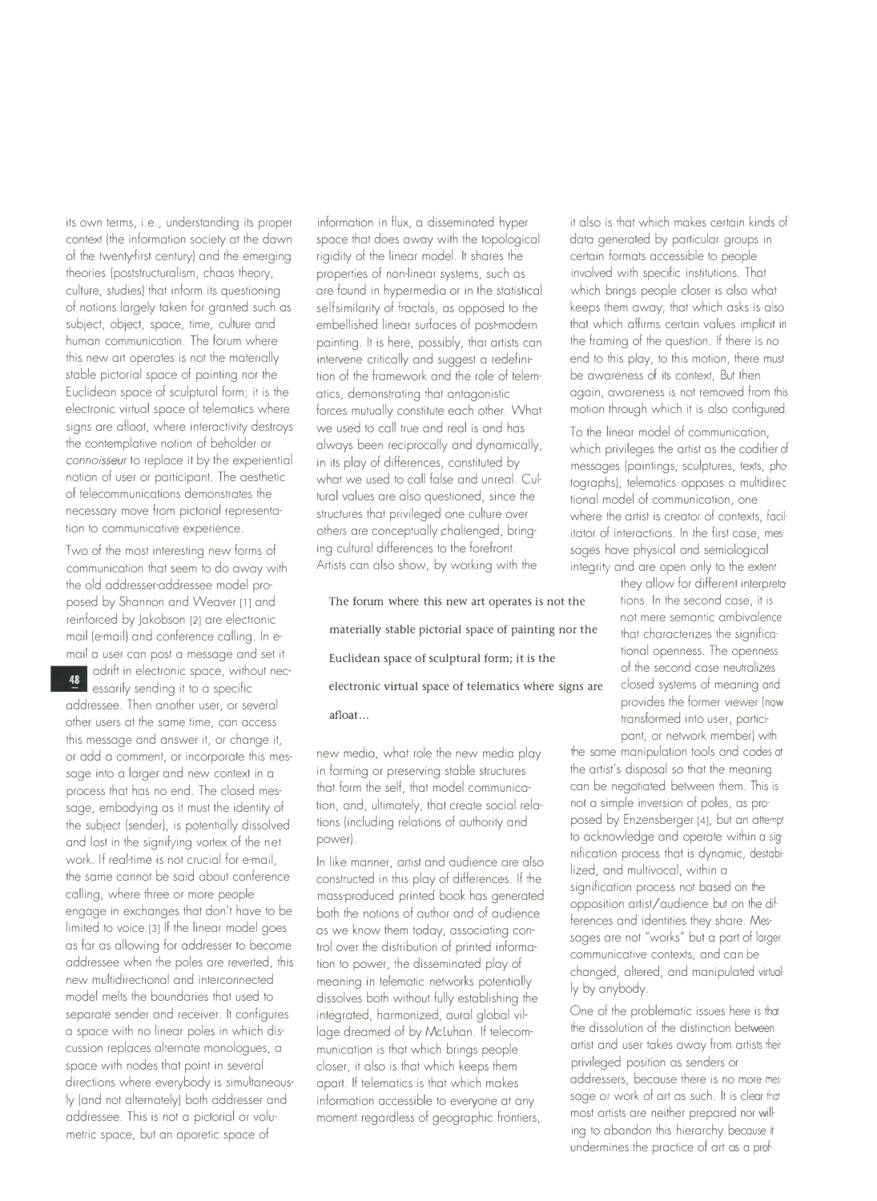its own terms, i.e., understanding its proper context (the information society at the dawn of the twenty-first century) and the emerging theories (poststructuralism, chaos theory, culture, studies) that inform its questioning of notions largely taken for granted such as subject, object, space, time, culture and human communication. The forum where this new art operates is not the materially stable pictorial space of painting nor the Euclidean space of sculptural form; it is the electronic virtual space of telematics where signs are afloat, where interactivity destroys the contemplative notion of beholder or *connoisseur* to replace it by the experiential notion of user or participant. The aesthetic of telecommunications demonstrates the necessary move from pictorial representation to communicative experience.

Two of the most interesting new forms of communication that seem to do away with the old addresser-addressee model proposed by Shannon and Weaver [1] and reinforced by Jakobson [2] are electronic mail (e-mail) and conference calling. In e-mail a user can post a message and set it adrift in electronic space, without necessarily sending it to a specific addressee. Then another user, or several other users at the same time, can access this message and answer it, or change it, or add a comment, or incorporate this message into a larger and new context in a process that has no end. The closed message, embodying as it must the identity of the subject (sender), is potentially dissolved and lost in the signifying vortex of the net work. If real-time is not crucial for e-mail, the same cannot be said about conference calling, where three or more people engage in exchanges that don't have to be limited to voice.[3] If the linear model goes as far as allowing for addressee to become addressee when the poles are reverted, this new multidirectional and interconnected model melts the boundaries that used to separate sender and receiver. It configures a space with no linear poles in which discussion replaces alternate monologues, a space with nodes that point in several directions where everybody is simultaneously (and not alternately) both addresser and addressee. This is not a pictorial or volumetric space, but an aporetic space of information in flux, a disseminated hyper space that does away with the topological rigidity of the linear model. It shares the properties of non-linear systems, such as are found in hypermedia or in the statistical selfsimilarity of fractals, as opposed to the embellished linear surfaces of post-modern painting. It is here, possibly, that artists can intervene critically and suggest a redefinition of the framework and the role of telematics, demonstrating that antagonistic forces mutually constitute each other. What we used to call true and real is and has always been reciprocally and dynamically, in its play of differences, constituted by what we used to call false and unreal. Cultural values are also questioned, since the structures that privileged one culture over others are conceptually challenged, bringing cultural differences to the forefront. Artists can also show, by working with the new media, what role the new media play in forming or preserving stable structures that form the self, that model communication, and, ultimately, that create social relations (including relations of authority and power).

> The forum where this new art operates is not the materially stable pictorial space of painting nor the Euclidean space of sculptural form; it is the electronic virtual space of telematics where signs are afloat...

In like manner, artist and audience are also constructed in this play of differences. If the mass-produced printed book has generated both the notions of author and of audience as we know them today, associating control over the distribution of printed information to power, the disseminated play of meaning in telematic networks potentially dissolves both without fully establishing the integrated, harmonized, aural global village dreamed of by McLuhan. If telecommunication is that which brings people closer, it also is that which keeps them apart. If telematics is that which makes information accessible to everyone at any moment regardless of geographic frontiers, it also is that which makes certain kinds of data generated by particular groups in certain formats accessible to people involved with specific institutions. That which brings people closer is also what keeps them away; that which asks is also that which affirms certain values implicit in the framing of the question. If there is no end to this play, to this motion, there must be awareness of its context, But then again, awareness is not removed from this motion through which it is also configured.

To the linear model of communication, which privileges the artist as the codifier of messages (paintings, sculptures, texts, photographs), telematics opposes a multidirectional model of communication, one where the artist is creator of contexts, facilitator of interactions. In the first case, messages have physical and semiological integrity and are open only to the extent they allow for different interpretations. In the second case, it is not mere semantic ambivalence that characterizes the significational openness. The openness of the second case neutralizes closed systems of meaning and provides the former viewer (now transformed into user, participant, or network member) with the same manipulation tools and codes at the artist's disposal so that the meaning can be negotiated between them. This is not a simple inversion of poles, as proposed by Enzensberger [4], but an attempt to acknowledge and operate within a signification process that is dynamic, destabilized, and multivocal, within a signification process not based on the opposition artist/audience but on the differences and identities they share. Messages are not "works" but a part of larger communicative contexts, and can be changed, altered, and manipulated virtually by anybody.

One of the problematic issues here is that the dissolution of the distinction between artist and user takes away from artists their privileged position as senders or addressers, because there is no more message or work of art as such. It is clear that most artists are neither prepared nor willing to abandon this hierarchy because it undermines the practice of art as a prof-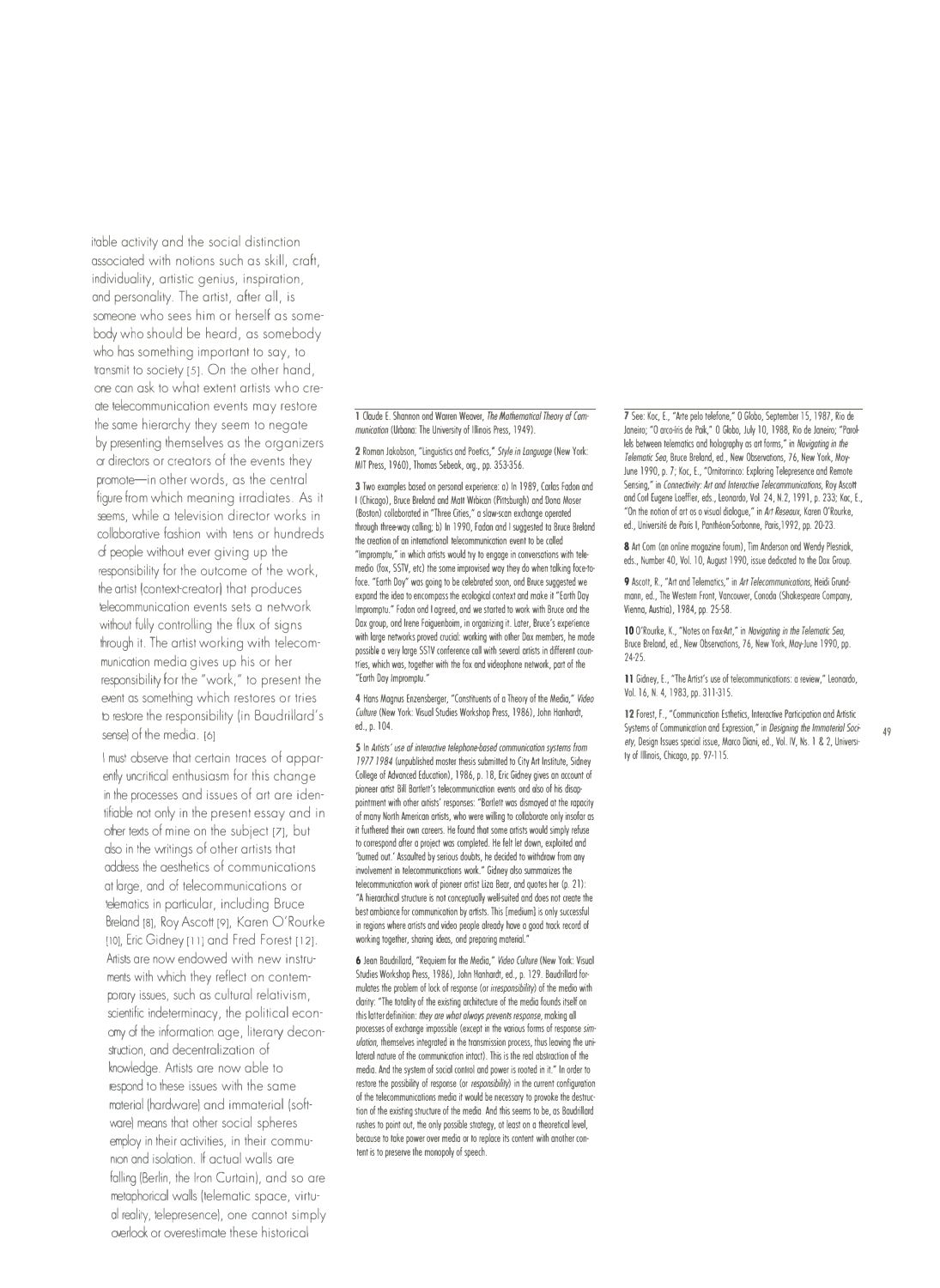itable activity and the social distinction associated with notions such as skill, craft, individuality, artistic genius, inspiration, and personality. The artist, after all, is someone who sees him or herself as somebody who should be heard, as somebody who has something important to say, to transmit to society [5]. On the other hand, one can ask to what extent artists who create telecommunication events may restore the same hierarchy they seem to negate by presenting themselves as the organizers or directors or creators of the events they promote—in other words, as the central figure from which meaning irradiates. As it seems, while a television director works in collaborative fashion with tens or hundreds of people without ever giving up the responsibility for the outcome of the work, the artist (context-creator) that produces telecommunication events sets a network without fully controlling the flux of signs through it. The artist working with telecommunication media gives up his or her responsibility for the "work," to present the event as something which restores or tries to restore the responsibility (in Baudrillard's sense) of the media. [6]

I must observe that certain traces of apparently uncritical enthusiasm for this change in the processes and issues of art are identifiable not only in the present essay and in other texts of mine on the subject [7], but also in the writings of other artists that address the aesthetics of communications at large, and of telecommunications or telematics in particular, including Bruce Breland [8], Roy Ascott [9], Karen O'Rourke [10], Eric Gidney [11] and Fred Forest [12]. Artists are now endowed with new instruments with which they reflect on contemporary issues, such as cultural relativism, scientific indeterminacy, the political economy of the information age, literary deconstruction, and decentralization of knowledge. Artists are now able to respond to these issues with the same material (hardware) and immaterial (software) means that other social spheres employ in their activities, in their communion and isolation. If actual walls are falling (Berlin, the Iron Curtain), and so are metaphorical walls (telematic space, virtual reality, telepresence), one cannot simply overlook or overestimate these historical

1 Claude E. Shannon and Warren Weaver, *The Mathematical Theory of Communication* (Urbana: The University of Illinois Press, 1949).

2 Roman Jakobson, "Linguistics and Poetics," *Style in Language* (New York: MIT Press, 1960), Thomas Sebeak, org., pp. 353-356.

3 Two examples based on personal experience: a) In 1989, Carlos Fadon and I (Chicago), Bruce Breland and Matt Wrbican (Pittsburgh) and Dona Moser (Boston) collaborated in "Three Cities," a slow-scan exchange operated through three-way calling; b) In 1990, Fadon and I suggested to Bruce Breland the creation of an international telecommunication event to be called "Impromptu," in which artists would try to engage in conversations with telemedia (fax, SSTV, etc) the same improvised way they do when talking face-to-face. "Earth Day" was going to be celebrated soon, and Bruce suggested we expand the idea to encompass the ecological context and make it "Earth Day Impromptu." Fadon and I agreed, and we started to work with Bruce and the Dax group, and Irene Faiguenboim, in organizing it. Later, Bruce's experience with large networks proved crucial: working with other Dax members, he made possible a very large SSTV conference call with several artists in different countries, which was, together with the fax and videophone network, part of the "Earth Day Impromptu."

4 Hans Magnus Enzensberger, "Constituents of a Theory of the Media," *Video Culture* (New York: Visual Studies Workshop Press, 1986), John Hanhardt, ed., p. 104.

5 In *Artists' use of interactive telephone-based communication systems from 1977 1984* (unpublished master thesis submitted to City Art Institute, Sidney College of Advanced Education), 1986, p. 18, Eric Gidney gives an account of pioneer artist Bill Bartlett's telecommunication events and also of his disappointment with other artists' responses: "Bartlett was dismayed at the rapacity of many North American artists, who were willing to collaborate only insofar as it furthered their own careers. He found that some artists would simply refuse to correspond after a project was completed. He felt let down, exploited and 'burned out.' Assaulted by serious doubts, he decided to withdraw from any involvement in telecommunications work." Gidney also summarizes the telecommunication work of pioneer artist Liza Bear, and quotes her (p. 21): "A hierarchical structure is not conceptually well-suited and does not create the best ambiance for communication by artists. This [medium] is only successful in regions where artists and video people already have a good track record of working together, sharing ideas, and preparing material."

6 Jean Baudrillard, "Requiem for the Media," *Video Culture* (New York: Visual Studies Workshop Press, 1986), John Hanhardt, ed., p. 129. Baudrillard formulates the problem of lack of response (or *irresponsibility*) of the media with clarity: "The totality of the existing architecture of the media founds itself on this latter definition: *they are what always prevents response*, making all processes of exchange impossible (except in the various forms of response *simulation*, themselves integrated in the transmission process, thus leaving the unilateral nature of the communication intact). This is the real abstraction of the media. And the system of social control and power is rooted in it." In order to restore the possibility of response (or *responsibility*) in the current configuration of the telecommunications media it would be necessary to provoke the destruction of the existing structure of the media. And this seems to be, as Baudrillard rushes to point out, the only possible strategy, at least on a theoretical level, because to take power over media or to replace its content with another content is to preserve the monopoly of speech.

7 See: Kac, E., "Arte pelo telefone," O Globo, September 15, 1987, Rio de Janeiro; "O arco-íris de Paik," O Globo, July 10, 1988, Rio de Janeiro; "Parallels between telematics and holography as art forms," in *Navigating in the Telematic Sea*, Bruce Breland, ed., New Observations, 76, New York, May-June 1990, p. 7; Kac, E., "Ornitorrinco: Exploring Telepresence and Remote Sensing," in *Connectivity: Art and Interactive Telecommunications*, Roy Ascott and Carl Eugene Loeffler, eds., Leonardo, Vol 24, N.2, 1991, p. 233; Kac, E., "On the notion of art as a visual dialogue," in *Art Reseaux*, Karen O'Rourke, ed., Université de Paris I, Panthéon-Sorbonne, Paris,1992, pp. 20-23.

8 Art Com (an online magazine forum), Tim Anderson and Wendy Plesniak, eds., Number 40, Vol. 10, August 1990, issue dedicated to the Dax Group.

9 Ascott, R., "Art and Telematics," in *Art Telecommunications*, Heidi Grundmann, ed., The Western Front, Vancouver, Canada (Shakespeare Company, Vienna, Austria), 1984, pp. 25-58.

10 O'Rourke, K., "Notes on Fax-Art," in *Navigating in the Telematic Sea*, Bruce Breland, ed., New Observations, 76, New York, May-June 1990, pp. 24-25.

11 Gidney, E., "The Artist's use of telecommunications: a review," Leonardo, Vol. 16, N. 4, 1983, pp. 311-315.

12 Forest, F., "Communication Esthetics, Interactive Participation and Artistic Systems of Communication and Expression," in *Designing the Immaterial Society*, Design Issues special issue, Marco Diani, ed., Vol. IV, Ns. 1 & 2, University of Illinois, Chicago, pp. 97-115.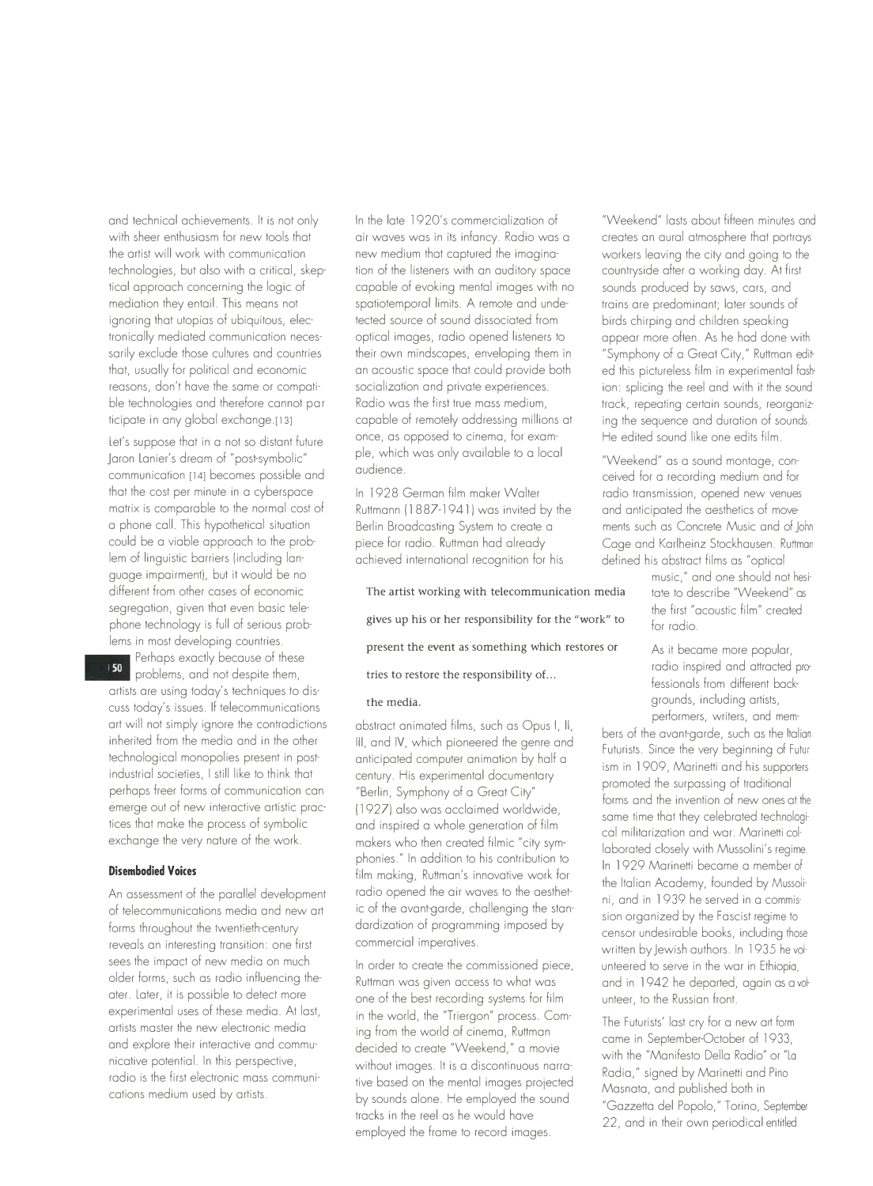and technical achievements. It is not only with sheer enthusiasm for new tools that the artist will work with communication technologies, but also with a critical, skeptical approach concerning the logic of mediation they entail. This means not ignoring that utopias of ubiquitous, electronically mediated communication necessarily exclude those cultures and countries that, usually for political and economic reasons, don't have the same or compatible technologies and therefore cannot par ticipate in any global exchange.[13]

Let's suppose that in a not so distant future Jaron Lanier's dream of "post-symbolic" communication [14] becomes possible and that the cost per minute in a cyberspace matrix is comparable to the normal cost of a phone call. This hypothetical situation could be a viable approach to the problem of linguistic barriers (including language impairment), but it would be no different from other cases of economic segregation, given that even basic telephone technology is full of serious problems in most developing countries.

Perhaps exactly because of these problems, and not despite them, artists are using today's techniques to discuss today's issues. If telecommunications art will not simply ignore the contradictions inherited from the media and in the other technological monopolies present in post-industrial societies, I still like to think that perhaps freer forms of communication can emerge out of new interactive artistic practices that make the process of symbolic exchange the very nature of the work.

### Disembodied Voices

An assessment of the parallel development of telecommunications media and new art forms throughout the twentieth-century reveals an interesting transition: one first sees the impact of new media on much older forms, such as radio influencing theater. Later, it is possible to detect more experimental uses of these media. At last, artists master the new electronic media and explore their interactive and communicative potential. In this perspective, radio is the first electronic mass communications medium used by artists.

In the late 1920's commercialization of air waves was in its infancy. Radio was a new medium that captured the imagination of the listeners with an auditory space capable of evoking mental images with no spatiotemporal limits. A remote and undetected source of sound dissociated from optical images, radio opened listeners to their own mindscapes, enveloping them in an acoustic space that could provide both socialization and private experiences. Radio was the first true mass medium, capable of remotely addressing millions at once, as opposed to cinema, for example, which was only available to a local audience.

In 1928 German film maker Walter Ruttmann (1887-1941) was invited by the Berlin Broadcasting System to create a piece for radio. Ruttman had already achieved international recognition for his abstract animated films, such as Opus I, II, III, and IV, which pioneered the genre and anticipated computer animation by half a century. His experimental documentary "Berlin, Symphony of a Great City" (1927) also was acclaimed worldwide, and inspired a whole generation of film makers who then created filmic "city symphonies." In addition to his contribution to film making, Ruttman's innovative work for radio opened the air waves to the aesthetic of the avant-garde, challenging the standardization of programming imposed by commercial imperatives.

> The artist working with telecommunication media gives up his or her responsibility for the "work" to present the event as something which restores or tries to restore the responsibility of... the media.

In order to create the commissioned piece, Ruttman was given access to what was one of the best recording systems for film in the world, the "Triergon" process. Coming from the world of cinema, Ruttman decided to create "Weekend," a movie without images. It is a discontinuous narrative based on the mental images projected by sounds alone. He employed the sound tracks in the reel as he would have employed the frame to record images.

"Weekend" lasts about fifteen minutes and creates an aural atmosphere that portrays workers leaving the city and going to the countryside after a working day. At first sounds produced by saws, cars, and trains are predominant; later sounds of birds chirping and children speaking appear more often. As he had done with "Symphony of a Great City," Ruttman edited this pictureless film in experimental fashion: splicing the reel and with it the sound track, repeating certain sounds, reorganizing the sequence and duration of sounds. He edited sound like one edits film.

"Weekend" as a sound montage, conceived for a recording medium and for radio transmission, opened new venues and anticipated the aesthetics of movements such as Concrete Music and of John Cage and Karlheinz Stockhausen. Ruttman defined his abstract films as "optical music," and one should not hesitate to describe "Weekend" as the first "acoustic film" created for radio.

As it became more popular, radio inspired and attracted professionals from different backgrounds, including artists, performers, writers, and members of the avant-garde, such as the Italian Futurists. Since the very beginning of Futurism in 1909, Marinetti and his supporters promoted the surpassing of traditional forms and the invention of new ones at the same time that they celebrated technological militarization and war. Marinetti collaborated closely with Mussolini's regime. In 1929 Marinetti became a member of the Italian Academy, founded by Mussolini, and in 1939 he served in a commission organized by the Fascist regime to censor undesirable books, including those written by Jewish authors. In 1935 he volunteered to serve in the war in Ethiopia, and in 1942 he departed, again as a volunteer, to the Russian front.

The Futurists' last cry for a new art form came in September-October of 1933, with the "Manifesto Della Radio" or "La Radia," signed by Marinetti and Pino Masnata, and published both in "Gazzetta del Popolo," Torino, September 22, and in their own periodical entitled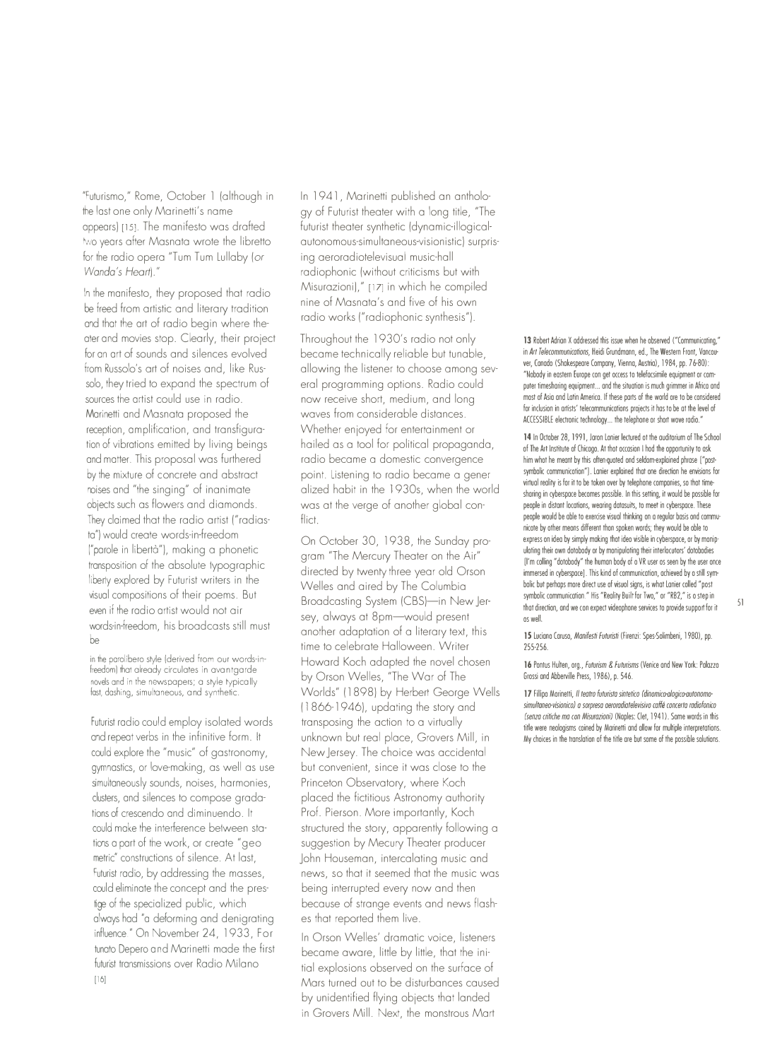"Futurismo," Rome, October 1 (although in the last one only Marinetti's name appears) [15]. The manifesto was drafted two years after Masnata wrote the libretto for the radio opera "Tum Tum Lullaby (or *Wanda's Heart*)."

In the manifesto, they proposed that radio be freed from artistic and literary tradition and that the art of radio begin where theater and movies stop. Clearly, their project for an art of sounds and silences evolved from Russolo's art of noises and, like Russolo, they tried to expand the spectrum of sources the artist could use in radio. Marinetti and Masnata proposed the reception, amplification, and transfiguration of vibrations emitted by living beings and matter. This proposal was furthered by the mixture of concrete and abstract noises and "the singing" of inanimate objects such as flowers and diamonds. They claimed that the radio artist ("radiasta") would create words-in-freedom ("parole in libertà"), making a phonetic transposition of the absolute typographic liberty explored by Futurist writers in the visual compositions of their poems. But even if the radio artist would not air words-in-freedom, his broadcasts still must be

> in the parolibero style (derived from our words-in-freedom) that already circulates in avantgarde novels and in the newspapers; a style typically fast, dashing, simultaneous, and synthetic.

Futurist radio could employ isolated words and repeat verbs in the infinitive form. It could explore the "music" of gastronomy, gymnastics, or love-making, as well as use simultaneously sounds, noises, harmonies, clusters, and silences to compose gradations of crescendo and diminuendo. It could make the interference between stations a part of the work, or create "geometric" constructions of silence. At last, Futurist radio, by addressing the masses, could eliminate the concept and the prestige of the specialized public, which always had "a deforming and denigrating influence." On November 24, 1933, Fortunato Depero and Marinetti made the first futurist transmissions over Radio Milano [16]

In 1941, Marinetti published an anthology of Futurist theater with a long title, "The futurist theater synthetic (dynamic-illogical-autonomous-simultaneous-visionistic) surprising aeroradiotelevisual music-hall radiophonic (without criticisms but with Misurazioni)," [17] in which he compiled nine of Masnata's and five of his own radio works ("radiophonic synthesis").

Throughout the 1930's radio not only became technically reliable but tunable, allowing the listener to choose among several programming options. Radio could now receive short, medium, and long waves from considerable distances. Whether enjoyed for entertainment or hailed as a tool for political propaganda, radio became a domestic convergence point. Listening to radio became a generalized habit in the 1930s, when the world was at the verge of another global conflict.

On October 30, 1938, the Sunday program "The Mercury Theater on the Air" directed by twenty three year old Orson Welles and aired by The Columbia Broadcasting System (CBS)—in New Jersey, always at 8pm—would present another adaptation of a literary text, this time to celebrate Halloween. Writer Howard Koch adapted the novel chosen by Orson Welles, "The War of The Worlds" (1898) by Herbert George Wells (1866-1946), updating the story and transposing the action to a virtually unknown but real place, Grovers Mill, in New Jersey. The choice was accidental but convenient, since it was close to the Princeton Observatory, where Koch placed the fictitious Astronomy authority Prof. Pierson. More importantly, Koch structured the story, apparently following a suggestion by Mecury Theater producer John Houseman, intercalating music and news, so that it seemed that the music was being interrupted every now and then because of strange events and news flashes that reported them live.

In Orson Welles' dramatic voice, listeners became aware, little by little, that the initial explosions observed on the surface of Mars turned out to be disturbances caused by unidentified flying objects that landed in Grovers Mill. Next, the monstrous Mart

---

**13** Robert Adrian X addressed this issue when he observed ("Communicating," in *Art Telecommunications*, Heidi Grundmann, ed., The Western Front, Vancouver, Canada (Shakespeare Company, Vienna, Austria), 1984, pp. 76-80): "Nobody in eastern Europe can get access to telefacsimile equipment or computer timesharing equipment... and the situation is much grimmer in Africa and most of Asia and Latin America. If these parts of the world are to be considered for inclusion in artists' telecommunications projects it has to be at the level of ACCESSIBLE electronic technology... the telephone or short wave radio."

**14** In October 28, 1991, Jaron Lanier lectured at the auditorium of The School of The Art Institute of Chicago. At that occasion I had the opportunity to ask him what he meant by this often-quoted and seldom-explained phrase ("post-symbolic communication"). Lanier explained that one direction he envisions for virtual reality is for it to be taken over by telephone companies, so that time-sharing in cyberspace becomes possible. In this setting, it would be possible for people in distant locations, wearing datasuits, to meet in cyberspace. These people would be able to exercise visual thinking on a regular basis and communicate by other means different than spoken words; they would be able to express an idea by simply making that idea visible in cyberspace, or by manipulating their own databody or by manipulating their interlocutors' databodies (I'm calling "databody" the human body of a VR user as seen by the user once immersed in cyberspace). This kind of communication, achieved by a still symbolic but perhaps more direct use of visual signs, is what Lanier called "post symbolic communication." His "Reality Built for Two," or "RB2," is a step in that direction, and we can expect videophone services to provide support for it as well.

**15** Luciano Caruso, *Manifesti Futuristi* (Firenzi: Spes-Solimbeni, 1980), pp. 255-256.

**16** Pontus Hulten, org., *Futurism & Futurisms* (Venice and New York: Palazzo Grossi and Abberville Press, 1986), p. 546.

**17** Fillipo Marinetti, *Il teatro futurista sintetico (dinamico-alogico-autonomo-simultaneo-visionico) a sorpresa aeroradiotelevisivo caffè concerto radiofonico (senza critiche ma con Misurazioni)* (Naples: Clet, 1941). Some words in this title were neologisms coined by Marinetti and allow for multiple interpretations. My choices in the translation of the title are but some of the possible solutions.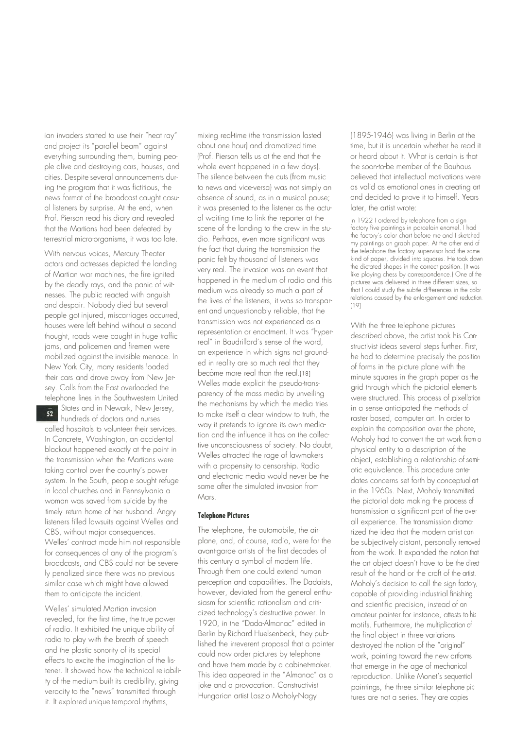ian invaders started to use their "heat ray" and project its "parallel beam" against everything surrounding them, burning people alive and destroying cars, houses, and cities. Despite several announcements during the program that it was fictitious, the news format of the broadcast caught casual listeners by surprise. At the end, when Prof. Pierson read his diary and revealed that the Martians had been defeated by terrestrial micro-organisms, it was too late.

With nervous voices, Mercury Theater actors and actresses depicted the landing of Martian war machines, the fire ignited by the deadly rays, and the panic of witnesses. The public reacted with anguish and despair. Nobody died but several people got injured, miscarriages occurred, houses were left behind without a second thought, roads were caught in huge traffic jams, and policemen and firemen were mobilized against the invisible menace. In New York City, many residents loaded their cars and drove away from New Jersey. Calls from the East overloaded the telephone lines in the Southwestern United States and in Newark, New Jersey, hundreds of doctors and nurses called hospitals to volunteer their services. In Concrete, Washington, an accidental blackout happened exactly at the point in the transmission when the Martians were taking control over the country's power system. In the South, people sought refuge in local churches and in Pennsylvania a woman was saved from suicide by the timely return home of her husband. Angry listeners filled lawsuits against Welles and CBS, without major consequences. Welles' contract made him not responsible for consequences of any of the program's broadcasts, and CBS could not be severely penalized since there was no previous similar case which might have allowed them to anticipate the incident.

Welles' simulated Martian invasion revealed, for the first time, the true power of radio. It exhibited the unique ability of radio to play with the breath of speech and the plastic sonority of its special effects to excite the imagination of the listener. It showed how the technical reliability of the medium built its credibility, giving veracity to the "news" transmitted through it. It explored unique temporal rhythms, mixing real-time (the transmission lasted about one hour) and dramatized time (Prof. Pierson tells us at the end that the whole event happened in a few days). The silence between the cuts (from music to news and vice-versa) was not simply an absence of sound, as in a musical pause; it was presented to the listener as the actual waiting time to link the reporter at the scene of the landing to the crew in the studio. Perhaps, even more significant was the fact that during the transmission the panic felt by thousand of listeners was very real. The invasion was an event that happened in the medium of radio and this medium was already so much a part of the lives of the listeners, it was so transparent and unquestionably reliable, that the transmission was not experienced as a representation or enactment. It was "hyperreal" in Baudrillard's sense of the word, an experience in which signs not grounded in reality are so much real that they become more real than the real.[18] Welles made explicit the pseudo-transparency of the mass media by unveiling the mechanisms by which the media tries to make itself a clear window to truth, the way it pretends to ignore its own mediation and the influence it has on the collective unconsciousness of society. No doubt, Welles attracted the rage of lawmakers with a propensity to censorship. Radio and electronic media would never be the same after the simulated invasion from Mars.

#### Telephone Pictures

The telephone, the automobile, the airplane, and, of course, radio, were for the avant-garde artists of the first decades of this century a symbol of modern life. Through them one could extend human perception and capabilities. The Dadaists, however, deviated from the general enthusiasm for scientific rationalism and criticized technology's destructive power. In 1920, in the "Dada-Almanac" edited in Berlin by Richard Huelsenbeck, they published the irreverent proposal that a painter could now order pictures by telephone and have them made by a cabinet-maker. This idea appeared in the "Almanac" as a joke and a provocation. Constructivist Hungarian artist Laszlo Moholy-Nagy (1895-1946) was living in Berlin at the time, but it is uncertain whether he read it or heard about it. What is certain is that the soon-to-be member of the Bauhaus believed that intellectual motivations were as valid as emotional ones in creating art and decided to prove it to himself. Years later, the artist wrote:

> In 1922 I ordered by telephone from a sign factory five paintings in porcelain enamel. I had the factory's color chart before me and I sketched my paintings on graph paper. At the other end of the telephone the factory supervisor had the same kind of paper, divided into squares. He took down the dictated shapes in the correct position. (It was like playing chess by correspondence.) One of the pictures was delivered in three different sizes, so that I could study the subtle differences in the color relations caused by the enlargement and reduction. [19]

With the three telephone pictures described above, the artist took his Constructivist ideas several steps further. First, he had to determine precisely the position of forms in the picture plane with the minute squares in the graph paper as the grid through which the pictorial elements were structured. This process of pixellation in a sense anticipated the methods of raster based, computer art. In order to explain the composition over the phone, Moholy had to convert the art work from a physical entity to a description of the object, establishing a relationship of semiotic equivalence. This procedure antedates concerns set forth by conceptual art in the 1960s. Next, Moholy transmitted the pictorial data making the process of transmission a significant part of the overall experience. The transmission dramatized the idea that the modern artist can be subjectively distant, personally removed from the work. It expanded the notion that the art object doesn't have to be the direct result of the hand or the craft of the artist. Moholy's decision to call the sign factory, capable of providing industrial finishing and scientific precision, instead of an amateur painter for instance, attests to his motifs. Furthermore, the multiplication of the final object in three variations destroyed the notion of the "original" work, pointing toward the new artforms that emerge in the age of mechanical reproduction. Unlike Monet's sequential paintings, the three similar telephone pictures are not a series. They are copies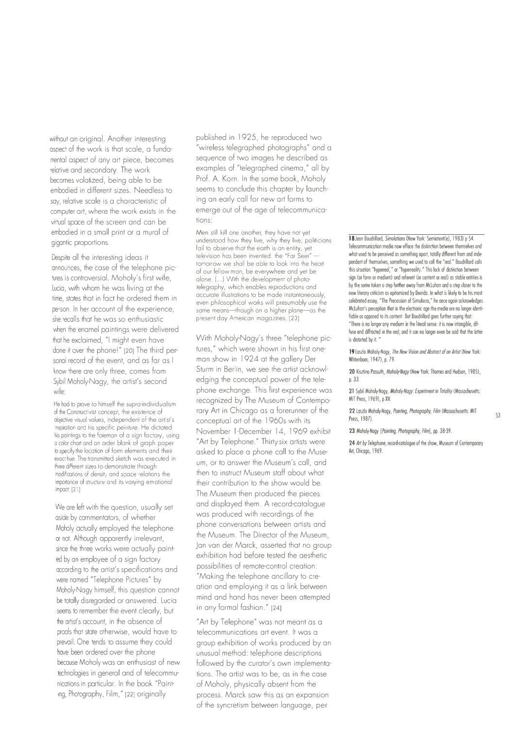without an original. Another interesting aspect of the work is that scale, a fundamental aspect of any art piece, becomes relative and secondary. The work becomes volatized, being able to be embodied in different sizes. Needless to say, relative scale is a characteristic of computer art, where the work exists in the virtual space of the screen and can be embodied in a small print or a mural of gigantic proportions.

Despite all the interesting ideas it announces, the case of the telephone pictures is controversial. Moholy's first wife, Lucia, with whom he was living at the time, states that in fact he ordered them in person. In her account of the experience, she recalls that he was so enthusiastic when the enamel paintings were delivered that he exclaimed, "I might even have done it over the phone!" [20] The third personal record of the event, and as far as I know there are only three, comes from Sybil Moholy-Nagy, the artist's second wife:

> He had to prove to himself the supra-individualism of the Constructivist concept, the existence of objective visual values, independent of the artist's inspiration and his specific *peinture*. He dictated his paintings to the foreman of a sign factory, using a color chart and an order blank of graph paper to specify the location of form elements and their exact hue. The transmitted sketch was executed in three different sizes to demonstrate through modifications of density and space relations the importance of structure and its varying emotional impact. [21]

We are left with the question, usually set aside by commentators, of whether Moholy actually employed the telephone or not. Although apparently irrelevant, since the three works were actually painted by an employee of a sign factory according to the artist's specifications and were named "Telephone Pictures" by Moholy-Nagy himself, this question cannot be totally disregarded or answered. Lucia seems to remember the event clearly, but the artist's account, in the absence of proofs that state otherwise, would have to prevail. One tends to assume they could have been ordered over the phone because Moholy was an enthusiast of new technologies in general and of telecommunications in particular. In the book "Painting, Photography, Film," [22] originally published in 1925, he reproduced two "wireless telegraphed photographs" and a sequence of two images he described as examples of "telegraphed cinema," all by Prof. A. Korn. In the same book, Moholy seems to conclude this chapter by launching an early call for new art forms to emerge out of the age of telecommunications:

> Men still kill one another, they have not yet understood how they live, why they live; politicians fail to observe that the earth is an entity, yet television has been invented: the "Far Seer" — tomorrow we shall be able to look into the heart of our fellow man, be everywhere and yet be alone. (...) With the development of phototelegraphy, which enables reproductions and accurate illustrations to be made instantaneously, even philosophical works will presumably use the same means—though on a higher plane—as the present day American magazines. [23]

With Moholy-Nagy's three "telephone pictures," which were shown in his first one-man show in 1924 at the gallery Der Sturm in Berlin, we see the artist acknowledging the conceptual power of the telephone exchange. This first experience was recognized by The Museum of Contemporary Art in Chicago as a forerunner of the conceptual art of the 1960s with its November 1-December 14, 1969 exhibit "Art by Telephone." Thirty-six artists were asked to place a phone call to the Museum, or to answer the Museum's call, and then to instruct Museum staff about what their contribution to the show would be. The Museum then produced the pieces and displayed them. A record-catalogue was produced with recordings of the phone conversations between artists and the Museum. The Director of the Museum, Jan van der Marck, asserted that no group exhibition had before tested the aesthetic possibilities of remote-control creation: "Making the telephone ancillary to creation and employing it as a link between mind and hand has never been attempted in any formal fashion." [24]

"Art by Telephone" was not meant as a telecommunications art event. It was a group exhibition of works produced by an unusual method: telephone descriptions followed by the curator's own implementations. The artist was to be, as in the case of Moholy, physically absent from the process. Marck saw this as an expansion of the syncretism between language, per

---

**18** Jean Baudrillard, *Simulations* (New York: Semiotext(e), 1983) p 54. Telecommunication media now efface the distinction between themselves and what used to be perceived as something apart, totally different from and independent of themselves, something we used to call the "real." Baudrillard calls this situation "hyperreal," or "hyperreality." This lack of distinction between sign (or form or medium) and referent (or content or real) as stable entities is by the same token a step further away from McLuhan and a step closer to the new literary criticism as epitomized by Derrida. In what is likely to be his most celebrated essay, "The Precession of Simulacra," he once again acknowledges McLuhan's perception that in the electronic age the media are no longer identifiable as opposed to its content. But Baudrillard goes further saying that: "There is no longer any medium in the literal sense: it is now intangible, diffuse and diffracted in the real, and it can no longer even be said that the latter is distorted by it."

**19** Laszlo Moholy-Nagy, *The New Vision and Abstract of an Artist* (New York: Wittenborn, 1947), p. 79.

**20** Kisztina Passuth, *Moholy-Nagy* (New York: Thames and Hudson, 1985), p. 33.

**21** Sybil Moholy-Nagy, *Moholy-Nagy: Experiment in Totality* (Massachusetts: MIT Press, 1969), p XV.

**22** Laszlo Moholy-Nagy, *Painting, Photography, Film* (Massachusetts: MIT Press, 1987).

**23** Moholy-Nagy [*Painting, Photography, Film*], pp. 38-39.

**24** *Art by Telephone*, record-catalogue of the show, Museum of Contemporary Art, Chicago, 1969.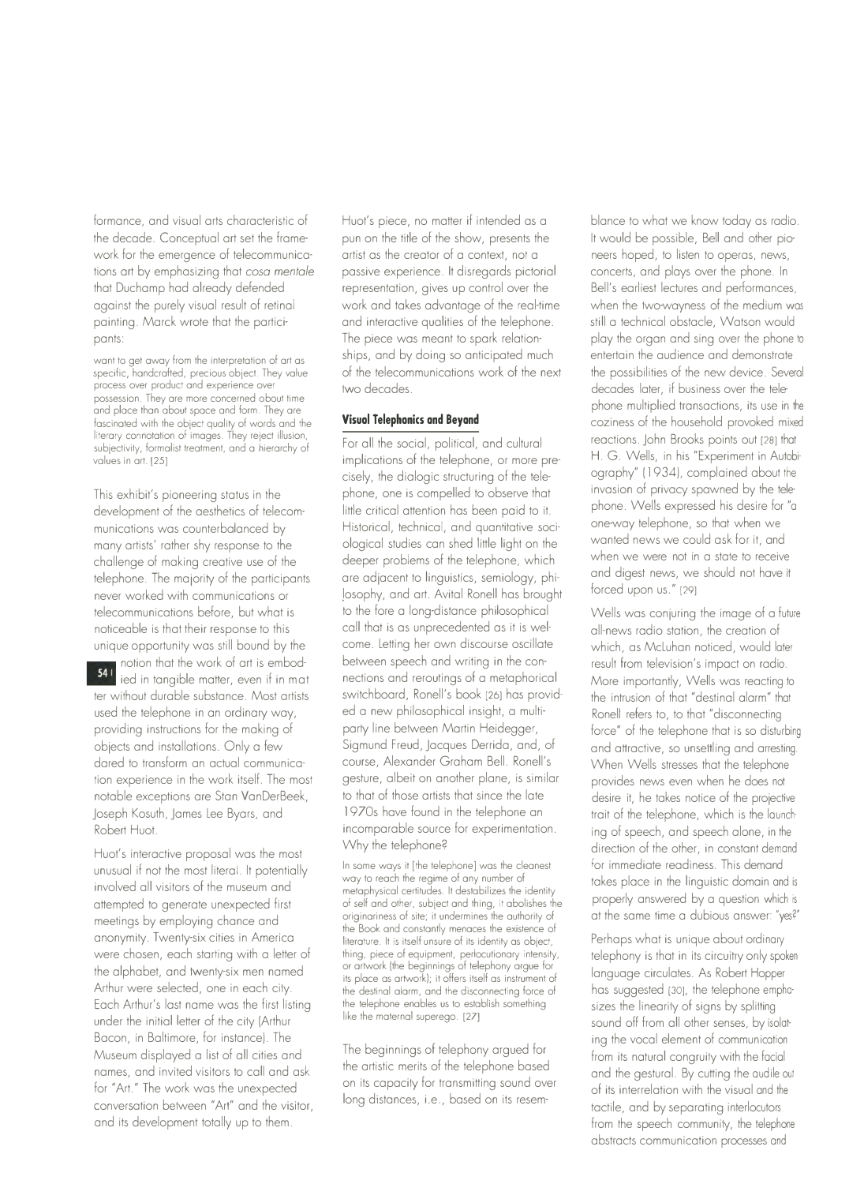formance, and visual arts characteristic of the decade. Conceptual art set the framework for the emergence of telecommunications art by emphasizing that *cosa mentale* that Duchamp had already defended against the purely visual result of retinal painting. Marck wrote that the participants:

> want to get away from the interpretation of art as specific, handcrafted, precious object. They value process over product and experience over possession. They are more concerned about time and place than about space and form. They are fascinated with the object quality of words and the literary connotation of images. They reject illusion, subjectivity, formalist treatment, and a hierarchy of values in art. [25]

This exhibit's pioneering status in the development of the aesthetics of telecommunications was counterbalanced by many artists' rather shy response to the challenge of making creative use of the telephone. The majority of the participants never worked with communications or telecommunications before, but what is noticeable is that their response to this unique opportunity was still bound by the notion that the work of art is embodied in tangible matter, even if in matter without durable substance. Most artists used the telephone in an ordinary way, providing instructions for the making of objects and installations. Only a few dared to transform an actual communication experience in the work itself. The most notable exceptions are Stan VanDerBeek, Joseph Kosuth, James Lee Byars, and Robert Huot.

Huot's interactive proposal was the most unusual if not the most literal. It potentially involved all visitors of the museum and attempted to generate unexpected first meetings by employing chance and anonymity. Twenty-six cities in America were chosen, each starting with a letter of the alphabet, and twenty-six men named Arthur were selected, one in each city. Each Arthur's last name was the first listing under the initial letter of the city (Arthur Bacon, in Baltimore, for instance). The Museum displayed a list of all cities and names, and invited visitors to call and ask for "Art." The work was the unexpected conversation between "Art" and the visitor, and its development totally up to them.

Huot's piece, no matter if intended as a pun on the title of the show, presents the artist as the creator of a context, not a passive experience. It disregards pictorial representation, gives up control over the work and takes advantage of the real-time and interactive qualities of the telephone. The piece was meant to spark relationships, and by doing so anticipated much of the telecommunications work of the next two decades.

### Visual Telephonics and Beyond

For all the social, political, and cultural implications of the telephone, or more precisely, the dialogic structuring of the telephone, one is compelled to observe that little critical attention has been paid to it. Historical, technical, and quantitative sociological studies can shed little light on the deeper problems of the telephone, which are adjacent to linguistics, semiology, philosophy, and art. Avital Ronell has brought to the fore a long-distance philosophical call that is as unprecedented as it is welcome. Letting her own discourse oscillate between speech and writing in the connections and reroutings of a metaphorical switchboard, Ronell's book [26] has provided a new philosophical insight, a multiparty line between Martin Heidegger, Sigmund Freud, Jacques Derrida, and, of course, Alexander Graham Bell. Ronell's gesture, albeit on another plane, is similar to that of those artists that since the late 1970s have found in the telephone an incomparable source for experimentation. Why the telephone?

> In some ways it [the telephone] was the cleanest way to reach the regime of any number of metaphysical certitudes. It destabilizes the identity of self and other, subject and thing, it abolishes the originariness of site; it undermines the authority of the Book and constantly menaces the existence of literature. It is itself unsure of its identity as object, thing, piece of equipment, perlocutionary intensity, or artwork (the beginnings of telephony argue for its place as artwork); it offers itself as instrument of the destinal alarm, and the disconnecting force of the telephone enables us to establish something like the maternal superego. [27]

The beginnings of telephony argued for the artistic merits of the telephone based on its capacity for transmitting sound over long distances, i.e., based on its resemblance to what we know today as radio. It would be possible, Bell and other pioneers hoped, to listen to operas, news, concerts, and plays over the phone. In Bell's earliest lectures and performances, when the two-wayness of the medium was still a technical obstacle, Watson would play the organ and sing over the phone to entertain the audience and demonstrate the possibilities of the new device. Several decades later, if business over the telephone multiplied transactions, its use in the coziness of the household provoked mixed reactions. John Brooks points out [28] that H. G. Wells, in his "Experiment in Autobiography" (1934), complained about the invasion of privacy spawned by the telephone. Wells expressed his desire for "a one-way telephone, so that when we wanted news we could ask for it, and when we were not in a state to receive and digest news, we should not have it forced upon us." [29]

Wells was conjuring the image of a future all-news radio station, the creation of which, as McLuhan noticed, would later result from television's impact on radio. More importantly, Wells was reacting to the intrusion of that "destinal alarm" that Ronell refers to, to that "disconnecting force" of the telephone that is so disturbing and attractive, so unsettling and arresting. When Wells stresses that the telephone provides news even when he does not desire it, he takes notice of the projective trait of the telephone, which is the launching of speech, and speech alone, in the direction of the other, in constant demand for immediate readiness. This demand takes place in the linguistic domain and is properly answered by a question which is at the same time a dubious answer: "yes?"

Perhaps what is unique about ordinary telephony is that in its circuitry only spoken language circulates. As Robert Hopper has suggested [30], the telephone emphasizes the linearity of signs by splitting sound off from all other senses, by isolating the vocal element of communication from its natural congruity with the facial and the gestural. By cutting the audile out of its interrelation with the visual and the tactile, and by separating interlocutors from the speech community, the telephone abstracts communication processes and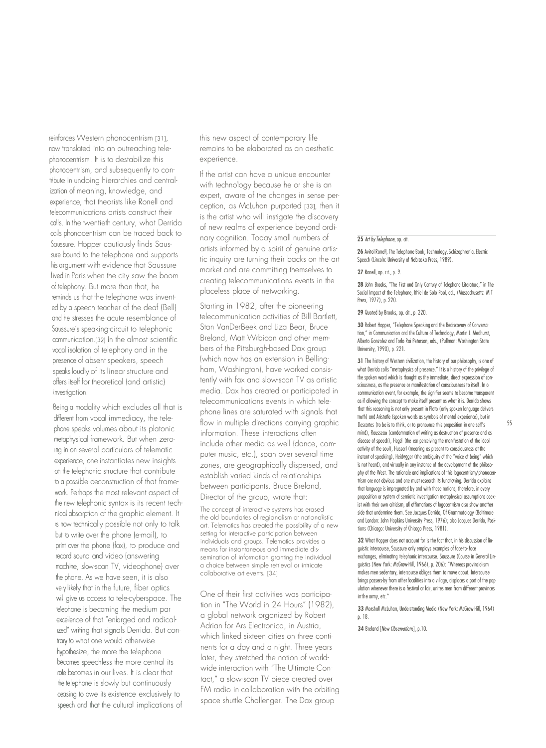reinforces Western phonocentrism [31], now translated into an outreaching telephonocentrism. It is to destabilize this phonocentrism, and subsequently to contribute in undoing hierarchies and centralization of meaning, knowledge, and experience, that theorists like Ronell and telecommunications artists construct their calls. In the twentieth century, what Derrida calls phonocentrism can be traced back to Saussure. Hopper cautiously finds Saussure bound to the telephone and supports his argument with evidence that Saussure lived in Paris when the city saw the boom of telephony. But more than that, he reminds us that the telephone was invented by a speech teacher of the deaf (Bell) and he stresses the acute resemblance of Saussure's speaking-circuit to telephonic communication.[32] In the almost scientific vocal isolation of telephony and in the presence of absent speakers, speech speaks loudly of its linear structure and offers itself for theoretical (and artistic) investigation.

Being a modality which excludes all that is different from vocal immediacy, the telephone speaks volumes about its platonic metaphysical framework. But when zeroing in on several particulars of telematic experience, one instantiates new insights on the telephonic structure that contribute to a possible deconstruction of that framework. Perhaps the most relevant aspect of the new telephonic syntax is its recent technical absorption of the graphic element. It is now technically possible not only to talk but to write over the phone (e-mail), to print over the phone (fax), to produce and record sound and video (answering machine, slow-scan TV, videophone) over the phone. As we have seen, it is also very likely that in the future, fiber optics will give us access to tele-cyberspace. The telephone is becoming the medium par excellence of that "enlarged and radicalized" writing that signals Derrida. But contrary to what one would otherwise hypothesize, the more the telephone becomes speechless the more central its role becomes in our lives. It is clear that the telephone is slowly but continuously ceasing to owe its existence exclusively to speech and that the cultural implications of this new aspect of contemporary life remains to be elaborated as an aesthetic experience.

If the artist can have a unique encounter with technology because he or she is an expert, aware of the changes in sense perception, as McLuhan purported [33], then it is the artist who will instigate the discovery of new realms of experience beyond ordinary cognition. Today small numbers of artists informed by a spirit of genuine artistic inquiry are turning their backs on the art market and are committing themselves to creating telecommunications events in the placeless place of networking.

Starting in 1982, after the pioneering telecommunication activities of Bill Bartlett, Stan VanDerBeek and Liza Bear, Bruce Breland, Matt Wrbican and other members of the Pittsburgh-based Dax group (which now has an extension in Bellingham, Washington), have worked consistently with fax and slow-scan TV as artistic media. Dax has created or participated in telecommunications events in which telephone lines are saturated with signals that flow in multiple directions carrying graphic information. These interactions often include other media as well (dance, computer music, etc.), span over several time zones, are geographically dispersed, and establish varied kinds of relationships between participants. Bruce Breland, Director of the group, wrote that:

> The concept of interactive systems has erased the old boundaries of regionalism or nationalistic art. Telematics has created the possibility of a new setting for interactive participation between individuals and groups. Telematics provides a means for instantaneous and immediate dissemination of information granting the individual a choice between simple retrieval or intricate collaborative art events. [34]

One of their first activities was participation in "The World in 24 Hours" (1982), a global network organized by Robert Adrian for Ars Electronica, in Austria, which linked sixteen cities on three continents for a day and a night. Three years later, they stretched the notion of worldwide interaction with "The Ultimate Contact," a slow-scan TV piece created over FM radio in collaboration with the orbiting space shuttle Challenger. The Dax group

---

**25** *Art by Telephone*, op. cit.

**26** Avital Ronell, The Telephone Book; Technology, Schizophrenia, Electric Speech (Lincoln: University of Nebraska Press, 1989).

**27** Ronell, op. cit., p. 9.

**28** John Brooks, "The First and Only Century of Telephone Literature," in The Social Impact of the Telephone, Ithiel de Solo Pool, ed., (Massachusetts: MIT Press, 1977), p. 220.

**29** Quoted by Brooks, op. cit., p. 220.

**30** Robert Hopper, "Telephone Speaking and the Rediscovery of Conversation," in Communication and the Culture of Technology, Martin J. Medhurst, Alberto Gonzalez and Tarla Rai Peterson, eds., (Pullman: Washington State University, 1990), p. 221.

**31** The history of Western civilization, the history of our philosophy, is one of what Derrida calls "metaphysics of presence." It is a history of the privilege of the spoken word which is thought as the immediate, direct expression of consciousness, as the presence or manifestation of consciousness to itself. In a communication event, for example, the signifier seems to become transparent as if allowing the concept to make itself present as what it is. Derrida shows that this reasoning is not only present in Plato (only spoken language delivers truth) and Aristotle (spoken words as symbols of mental experience), but in Descartes (to be is to think, or to pronounce this proposition in one self's mind), Rousseau (condemnation of writing as destruction of presence and as disease of speech), Hegel (the ear perceiving the manifestation of the ideal activity of the soul), Husserl (meaning as present to consciousness at the instant of speaking), Heidegger (the ambiguity of the "voice of being" which is not heard), and virtually in any instance of the development of the philosophy of the West. The rationale and implications of this logocentrism/phonocentrism are not obvious and one must research its functioning. Derrida explains that language is impregnated by and with these notions; therefore, in every proposition or system of semiotic investigation metaphysical assumptions coexist with their own criticism, all affirmations of logocentrism also show another side that undermine them. See Jacques Derrida, Of Grammatology (Baltimore and London: John Hopkins University Press, 1976); also Jacques Derrida, Positions (Chicago: University of Chicago Press, 1981).

**32** What Hopper does not account for is the fact that, in his discussion of linguistic intercourse, Saussure only employs examples of face-to-face exchanges, eliminating telephonic intercourse. Saussure (Course in General Linguistics (New York: McGraw-Hill, 1966), p. 206): "Whereas provincialism makes men sedentary, intercourse obliges them to move about. Intercourse brings passers-by from other localities into a village, displaces a part of the population whenever there is a festival or fair, unites men from different provinces in the army, etc."

**33** Marshall McLuhan, Understanding Media (New York: McGraw-Hill, 1964) p. 18.

**34** Breland [*New Observations*], p.10.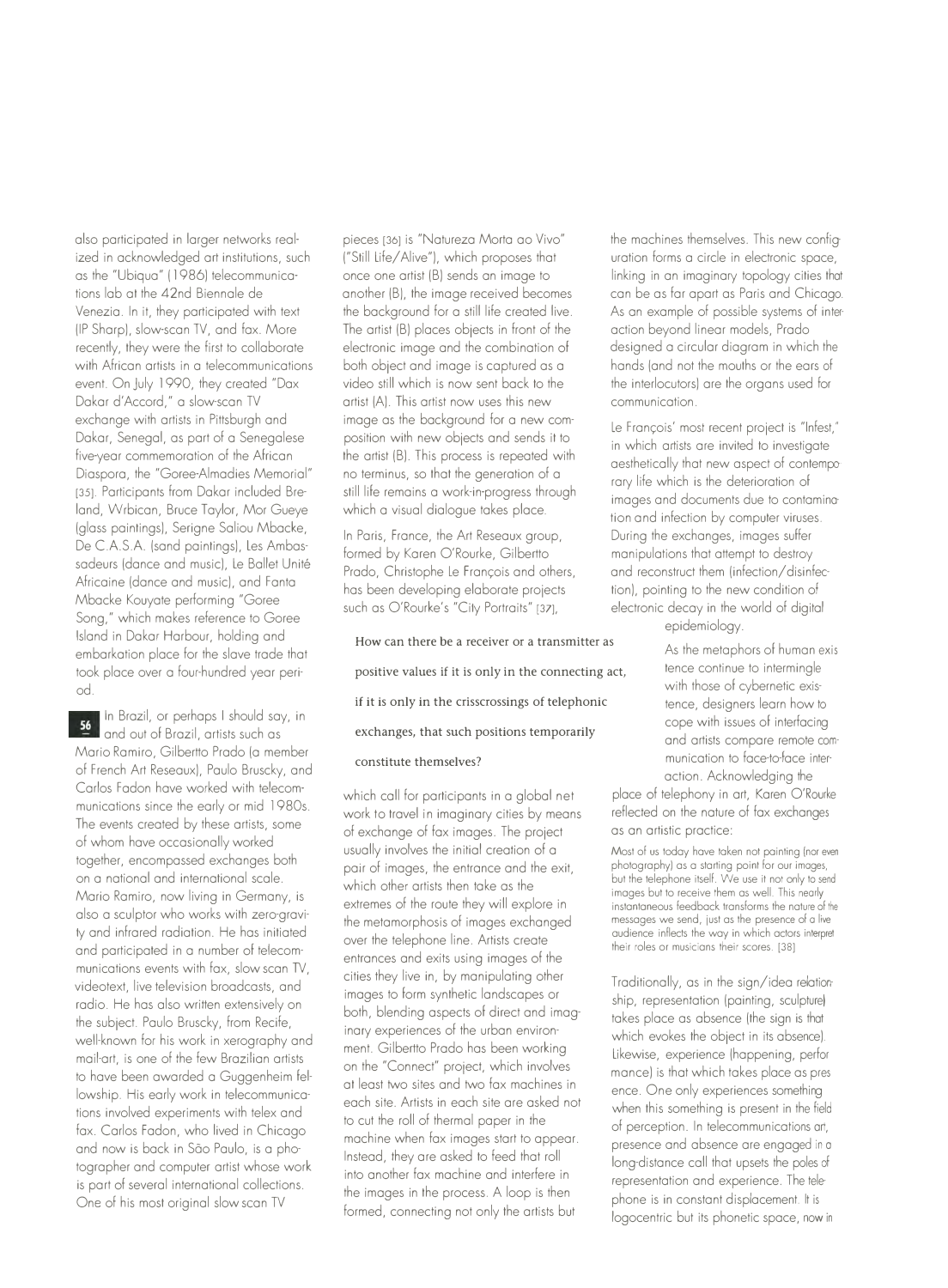also participated in larger networks realized in acknowledged art institutions, such as the "Ubiqua" (1986) telecommunications lab at the 42nd Biennale de Venezia. In it, they participated with text (IP Sharp), slow-scan TV, and fax. More recently, they were the first to collaborate with African artists in a telecommunications event. On July 1990, they created "Dax Dakar d'Accord," a slow-scan TV exchange with artists in Pittsburgh and Dakar, Senegal, as part of a Senegalese five-year commemoration of the African Diaspora, the "Goree-Almadies Memorial" [35]. Participants from Dakar included Breland, Wrbican, Bruce Taylor, Mor Gueye (glass paintings), Serigne Saliou Mbacke, De C.A.S.A. (sand paintings), Les Ambassadeurs (dance and music), Le Ballet Unité Africaine (dance and music), and Fanta Mbacke Kouyate performing "Goree Song," which makes reference to Goree Island in Dakar Harbour, holding and embarkation place for the slave trade that took place over a four-hundred year period.

In Brazil, or perhaps I should say, in and out of Brazil, artists such as Mario Ramiro, Gilbertto Prado (a member of French Art Reseaux), Paulo Bruscky, and Carlos Fadon have worked with telecommunications since the early or mid 1980s. The events created by these artists, some of whom have occasionally worked together, encompassed exchanges both on a national and international scale. Mario Ramiro, now living in Germany, is also a sculptor who works with zero-gravity and infrared radiation. He has initiated and participated in a number of telecommunications events with fax, slow scan TV, videotext, live television broadcasts, and radio. He has also written extensively on the subject. Paulo Bruscky, from Recife, well-known for his work in xerography and mail-art, is one of the few Brazilian artists to have been awarded a Guggenheim fellowship. His early work in telecommunications involved experiments with telex and fax. Carlos Fadon, who lived in Chicago and now is back in São Paulo, is a photographer and computer artist whose work is part of several international collections. One of his most original slow scan TV pieces [36] is "Natureza Morta ao Vivo" ("Still Life/Alive"), which proposes that once one artist (B) sends an image to another (B), the image received becomes the background for a still life created live. The artist (B) places objects in front of the electronic image and the combination of both object and image is captured as a video still which is now sent back to the artist (A). This artist now uses this new image as the background for a new composition with new objects and sends it to the artist (B). This process is repeated with no terminus, so that the generation of a still life remains a work-in-progress through which a visual dialogue takes place.

In Paris, France, the Art Reseaux group, formed by Karen O'Rourke, Gilbertto Prado, Christophe Le François and others, has been developing elaborate projects such as O'Rourke's "City Portraits" [37], which call for participants in a global network to travel in imaginary cities by means of exchange of fax images. The project usually involves the initial creation of a pair of images, the entrance and the exit, which other artists then take as the extremes of the route they will explore in the metamorphosis of images exchanged over the telephone line. Artists create entrances and exits using images of the cities they live in, by manipulating other images to form synthetic landscapes or both, blending aspects of direct and imaginary experiences of the urban environment. Gilbertto Prado has been working on the "Connect" project, which involves at least two sites and two fax machines in each site. Artists in each site are asked not to cut the roll of thermal paper in the machine when fax images start to appear. Instead, they are asked to feed that roll into another fax machine and interfere in the images in the process. A loop is then formed, connecting not only the artists but the machines themselves. This new configuration forms a circle in electronic space, linking in an imaginary topology cities that can be as far apart as Paris and Chicago. As an example of possible systems of interaction beyond linear models, Prado designed a circular diagram in which the hands (and not the mouths or the ears of the interlocutors) are the organs used for communication.

> How can there be a receiver or a transmitter as positive values if it is only in the connecting act, if it is only in the crisscrossings of telephonic exchanges, that such positions temporarily constitute themselves?

Le François' most recent project is "Infest," in which artists are invited to investigate aesthetically that new aspect of contemporary life which is the deterioration of images and documents due to contamination and infection by computer viruses. During the exchanges, images suffer manipulations that attempt to destroy and reconstruct them (infection/disinfection), pointing to the new condition of electronic decay in the world of digital epidemiology.

As the metaphors of human existence continue to intermingle with those of cybernetic existence, designers learn how to cope with issues of interfacing and artists compare remote communication to face-to-face interaction. Acknowledging the place of telephony in art, Karen O'Rourke reflected on the nature of fax exchanges as an artistic practice:

> Most of us today have taken not painting (nor even photography) as a starting point for our images, but the telephone itself. We use it not only to send images but to receive them as well. This nearly instantaneous feedback transforms the nature of the messages we send, just as the presence of a live audience inflects the way in which actors interpret their roles or musicians their scores. [38]

Traditionally, as in the sign/idea relationship, representation (painting, sculpture) takes place as absence (the sign is that which evokes the object in its absence). Likewise, experience (happening, performance) is that which takes place as presence. One only experiences something when this something is present in the field of perception. In telecommunications art, presence and absence are engaged in a long-distance call that upsets the poles of representation and experience. The telephone is in constant displacement. It is logocentric but its phonetic space, now in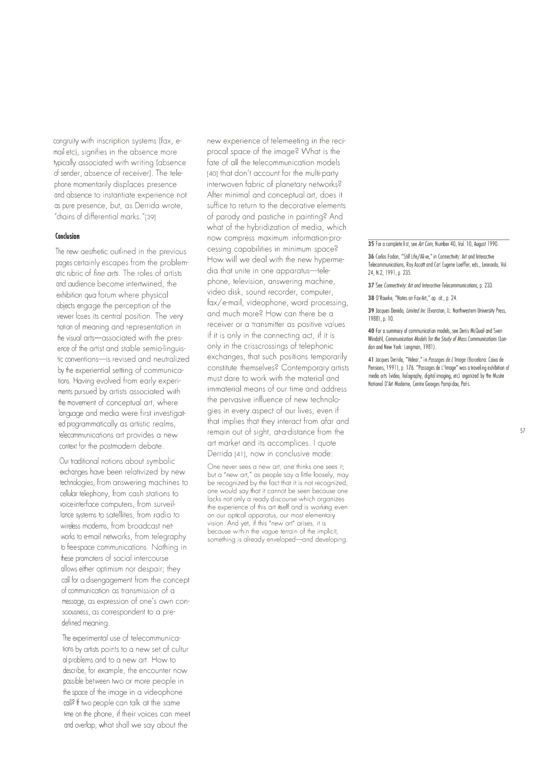congruity with inscription systems (fax, e-mail etc), signifies in the absence more typically associated with writing (absence of sender, absence of receiver). The telephone momentarily displaces presence and absence to instantiate experience not as pure presence, but, as Derrida wrote, "chains of differential marks."[39]

## Conclusion

The new aesthetic outlined in the previous pages certainly escapes from the problematic rubric of *fine arts*. The roles of artists and audience become intertwined, the exhibition *qua* forum where physical objects engage the perception of the viewer loses its central position. The very notion of meaning and representation in the visual arts—associated with the presence of the artist and stable semio-linguistic conventions—is revised and neutralized by the experiential setting of communications. Having evolved from early experiments pursued by artists associated with the movement of conceptual art, where language and media were first investigated programmatically as artistic realms, telecommunications art provides a new context for the postmodern debate.

Our traditional notions about symbolic exchanges have been relativized by new technologies, from answering machines to cellular telephony, from cash stations to voice-interface computers, from surveillance systems to satellites, from radio to wireless modems, from broadcast networks to e-mail networks, from telegraphy to free-space communications. Nothing in these promoters of social intercourse allows either optimism nor despair; they call for a disengagement from the concept of communication as transmission of a message, as expression of one's own consciousness, as correspondent to a pre-defined meaning.

The experimental use of telecommunications by artists points to a new set of cultural problems and to a new art. How to describe, for example, the encounter now possible between two or more people in the space of the image in a videophone call? If two people can talk at the same time on the phone, if their voices can meet and overlap, what shall we say about the new experience of telemeeting in the reciprocal space of the image? What is the fate of all the telecommunication models [40] that don't account for the multi-party interwoven fabric of planetary networks? After minimal and conceptual art, does it suffice to return to the decorative elements of parody and pastiche in painting? And what of the hybridization of media, which now compress maximum information-processing capabilities in minimum space? How will we deal with the new hypermedia that unite in one apparatus—telephone, television, answering machine, video disk, sound recorder, computer, fax/e-mail, videophone, word processing, and much more? How can there be a receiver or a transmitter as positive values if it is only in the connecting act, if it is only in the crisscrossings of telephonic exchanges, that such positions temporarily constitute themselves? Contemporary artists must dare to work with the material and immaterial means of our time and address the pervasive influence of new technologies in every aspect of our lives, even if that implies that they interact from afar and remain out of sight, at-a-distance from the art market and its accomplices. I quote Derrida [41], now in conclusive mode:

> One never sees a new art, one thinks one sees it; but a "new art," as people say a little loosely, may be recognized by the fact that it is not recognized, one would say that it cannot be seen because one lacks not only a ready discourse which organizes the experience of this art itself and is working even on our optical apparatus, our most elementary vision. And yet, if this "new art" arises, it is because within the vague terrain of the implicit, something is already enveloped—and developing.

---

**35** For a complete list, see *Art Com*, Number 40, Vol. 10, August 1990.

**36** Carlos Fadon, "Still Life/Alive," in Connectivity: Art and Interactive Telecommunications, Roy Ascott and Carl Eugene Loeffler, eds., Leonardo, Vol. 24, N.2, 1991, p. 235.

**37** See *Connectivity: Art and Interactive Telecommunications*, p. 233.

**38** O'Rourke, "Notes on Fax-Art," op. cit., p. 24.

**39** Jacques Derrida, *Limited Inc* (Evanston, IL: Northwestern University Press, 1988), p. 10.

**40** For a summary of communication models, see Denis McQuail and Sven Windahl, *Communication Models for the Study of Mass Communications* (London and New York: Longman, 1981).

**41** Jacques Derrida, "Videor," in *Passages de L'Image* (Barcelona: Caixa de Pensions, 1991), p. 176. "Passages de L'Image" was a traveling exhibition of media arts (video, holography, digital imaging, etc) organized by the Musée National D'Art Moderne, Centre Georges Pompidou, Paris.